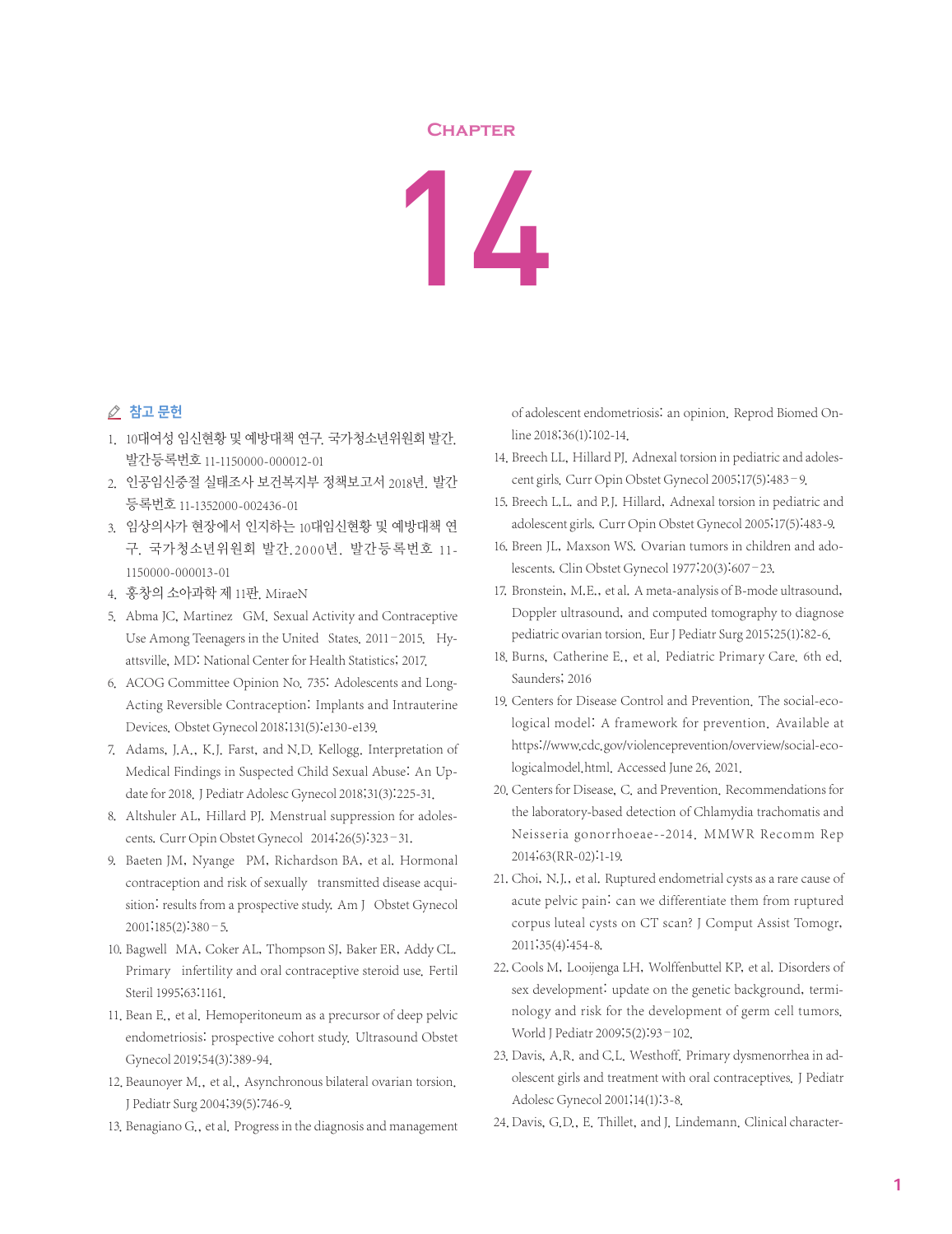# Chapter 14

## 참고 문헌

1. 10대여성 임신현황 및 예방대책 연구. 국가청소년위원회 발간. 발간등록번호 11-1150000-000012-01
2. 인공임신중절 실태조사 보건복지부 정책보고서 2018년. 발간등록번호 11-1352000-002436-01
3. 임상의사가 현장에서 인지하는 10대임신현황 및 예방대책 연구. 국가청소년위원회 발간.2000년. 발간등록번호 11-1150000-000013-01
4. 홍창의 소아과학 제 11판. MiraeN
5. Abma JC, Martinez GM. Sexual Activity and Contraceptive Use Among Teenagers in the United States, 2011–2015. Hyattsville, MD: National Center for Health Statistics; 2017.
6. ACOG Committee Opinion No. 735: Adolescents and Long-Acting Reversible Contraception: Implants and Intrauterine Devices. Obstet Gynecol 2018;131(5):e130-e139.
7. Adams, J.A., K.J. Farst, and N.D. Kellogg. Interpretation of Medical Findings in Suspected Child Sexual Abuse: An Update for 2018. J Pediatr Adolesc Gynecol 2018;31(3):225-31.
8. Altshuler AL, Hillard PJ. Menstrual suppression for adolescents. Curr Opin Obstet Gynecol 2014;26(5):323–31.
9. Baeten JM, Nyange PM, Richardson BA, et al. Hormonal contraception and risk of sexually transmitted disease acquisition: results from a prospective study. Am J Obstet Gynecol 2001;185(2):380–5.
10. Bagwell MA, Coker AL, Thompson SJ, Baker ER, Addy CL. Primary infertility and oral contraceptive steroid use. Fertil Steril 1995;63:1161.
11. Bean E., et al. Hemoperitoneum as a precursor of deep pelvic endometriosis: prospective cohort study. Ultrasound Obstet Gynecol 2019;54(3):389-94.
12. Beaunoyer M., et al., Asynchronous bilateral ovarian torsion. J Pediatr Surg 2004;39(5):746-9.
13. Benagiano G., et al. Progress in the diagnosis and management of adolescent endometriosis: an opinion. Reprod Biomed Online 2018;36(1):102-14.
14. Breech LL, Hillard PJ. Adnexal torsion in pediatric and adolescent girls. Curr Opin Obstet Gynecol 2005;17(5):483–9.
15. Breech L.L. and P.J. Hillard, Adnexal torsion in pediatric and adolescent girls. Curr Opin Obstet Gynecol 2005;17(5):483-9.
16. Breen JL, Maxson WS. Ovarian tumors in children and adolescents. Clin Obstet Gynecol 1977;20(3):607–23.
17. Bronstein, M.E., et al. A meta-analysis of B-mode ultrasound, Doppler ultrasound, and computed tomography to diagnose pediatric ovarian torsion. Eur J Pediatr Surg 2015;25(1):82-6.
18. Burns, Catherine E., et al. Pediatric Primary Care. 6th ed. Saunders; 2016
19. Centers for Disease Control and Prevention. The social-ecological model: A framework for prevention. Available at https://www.cdc.gov/violenceprevention/overview/social-ecologicalmodel.html. Accessed June 26, 2021.
20. Centers for Disease, C. and Prevention. Recommendations for the laboratory-based detection of Chlamydia trachomatis and Neisseria gonorrhoeae--2014. MMWR Recomm Rep 2014;63(RR-02):1-19.
21. Choi, N.J., et al. Ruptured endometrial cysts as a rare cause of acute pelvic pain: can we differentiate them from ruptured corpus luteal cysts on CT scan? J Comput Assist Tomogr, 2011;35(4):454-8.
22. Cools M, Looijenga LH, Wolffenbuttel KP, et al. Disorders of sex development: update on the genetic background, terminology and risk for the development of germ cell tumors. World J Pediatr 2009;5(2):93–102.
23. Davis, A.R. and C.L. Westhoff. Primary dysmenorrhea in adolescent girls and treatment with oral contraceptives. J Pediatr Adolesc Gynecol 2001;14(1):3-8.
24. Davis, G.D., E. Thillet, and J. Lindemann. Clinical character-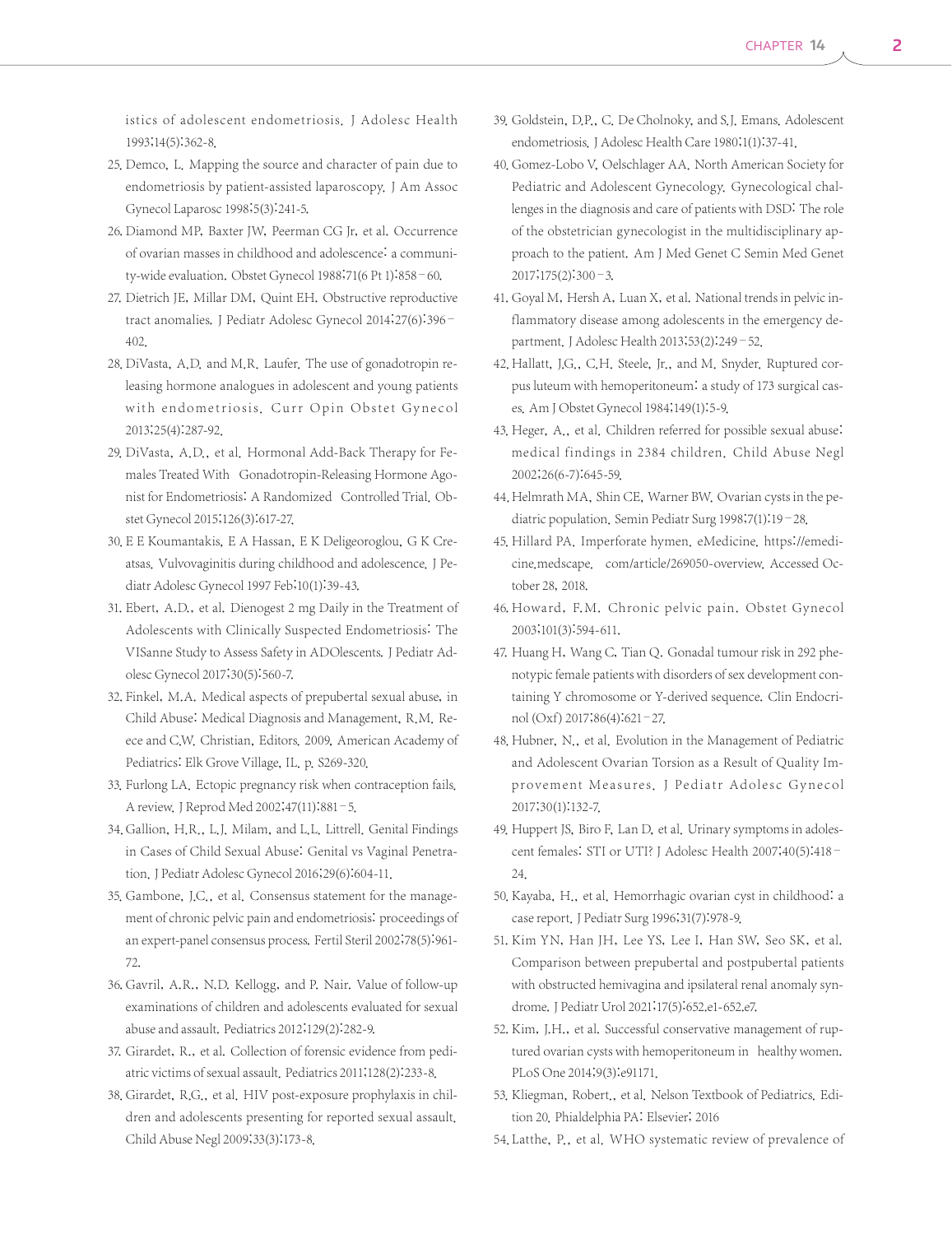istics of adolescent endometriosis. J Adolesc Health 1993;14(5):362-8.

25. Demco, L. Mapping the source and character of pain due to endometriosis by patient-assisted laparoscopy. J Am Assoc Gynecol Laparosc 1998;5(3):241-5.
26. Diamond MP, Baxter JW, Peerman CG Jr, et al. Occurrence of ovarian masses in childhood and adolescence: a community-wide evaluation. Obstet Gynecol 1988;71(6 Pt 1):858–60.
27. Dietrich JE, Millar DM, Quint EH. Obstructive reproductive tract anomalies. J Pediatr Adolesc Gynecol 2014;27(6):396–402.
28. DiVasta, A.D. and M.R. Laufer. The use of gonadotropin releasing hormone analogues in adolescent and young patients with endometriosis. Curr Opin Obstet Gynecol 2013;25(4):287-92.
29. DiVasta, A.D., et al. Hormonal Add-Back Therapy for Females Treated With Gonadotropin-Releasing Hormone Agonist for Endometriosis: A Randomized Controlled Trial. Obstet Gynecol 2015;126(3):617-27.
30. E E Koumantakis, E A Hassan, E K Deligeoroglou, G K Creatsas. Vulvovaginitis during childhood and adolescence. J Pediatr Adolesc Gynecol 1997 Feb;10(1):39-43.
31. Ebert, A.D., et al. Dienogest 2 mg Daily in the Treatment of Adolescents with Clinically Suspected Endometriosis: The VISanne Study to Assess Safety in ADOlescents. J Pediatr Adolesc Gynecol 2017;30(5):560-7.
32. Finkel, M.A. Medical aspects of prepubertal sexual abuse, in Child Abuse: Medical Diagnosis and Management, R.M. Reece and C.W. Christian, Editors, 2009, American Academy of Pediatrics: Elk Grove Village, IL. p. S269-320.
33. Furlong LA. Ectopic pregnancy risk when contraception fails. A review. J Reprod Med 2002;47(11):881–5.
34. Gallion, H.R., L.J. Milam, and L.L. Littrell. Genital Findings in Cases of Child Sexual Abuse: Genital vs Vaginal Penetration. J Pediatr Adolesc Gynecol 2016;29(6):604-11.
35. Gambone, J.C., et al. Consensus statement for the management of chronic pelvic pain and endometriosis: proceedings of an expert-panel consensus process. Fertil Steril 2002;78(5):961-72.
36. Gavril, A.R., N.D. Kellogg, and P. Nair. Value of follow-up examinations of children and adolescents evaluated for sexual abuse and assault. Pediatrics 2012;129(2):282-9.
37. Girardet, R., et al. Collection of forensic evidence from pediatric victims of sexual assault. Pediatrics 2011;128(2):233-8.
38. Girardet, R.G., et al. HIV post-exposure prophylaxis in children and adolescents presenting for reported sexual assault. Child Abuse Negl 2009;33(3):173-8.
39. Goldstein, D.P., C. De Cholnoky, and S.J. Emans. Adolescent endometriosis. J Adolesc Health Care 1980;1(1):37-41.
40. Gomez-Lobo V, Oelschlager AA. North American Society for Pediatric and Adolescent Gynecology. Gynecological challenges in the diagnosis and care of patients with DSD: The role of the obstetrician gynecologist in the multidisciplinary approach to the patient. Am J Med Genet C Semin Med Genet 2017;175(2):300–3.
41. Goyal M, Hersh A, Luan X, et al. National trends in pelvic inflammatory disease among adolescents in the emergency department. J Adolesc Health 2013;53(2):249–52.
42. Hallatt, J.G., C.H. Steele, Jr., and M. Snyder. Ruptured corpus luteum with hemoperitoneum: a study of 173 surgical cases. Am J Obstet Gynecol 1984;149(1):5-9.
43. Heger, A., et al. Children referred for possible sexual abuse: medical findings in 2384 children. Child Abuse Negl 2002;26(6-7):645-59.
44. Helmrath MA, Shin CE, Warner BW. Ovarian cysts in the pediatric population. Semin Pediatr Surg 1998;7(1):19–28.
45. Hillard PA. Imperforate hymen. eMedicine. https://emedicine.medscape. com/article/269050-overview. Accessed October 28, 2018.
46. Howard, F.M. Chronic pelvic pain. Obstet Gynecol 2003;101(3):594-611.
47. Huang H, Wang C, Tian Q. Gonadal tumour risk in 292 phenotypic female patients with disorders of sex development containing Y chromosome or Y-derived sequence. Clin Endocrinol (Oxf) 2017;86(4):621–27.
48. Hubner, N., et al. Evolution in the Management of Pediatric and Adolescent Ovarian Torsion as a Result of Quality Improvement Measures. J Pediatr Adolesc Gynecol 2017;30(1):132-7.
49. Huppert JS, Biro F, Lan D, et al. Urinary symptoms in adolescent females: STI or UTI? J Adolesc Health 2007;40(5):418–24.
50. Kayaba, H., et al. Hemorrhagic ovarian cyst in childhood: a case report. J Pediatr Surg 1996;31(7):978-9.
51. Kim YN, Han JH, Lee YS, Lee I, Han SW, Seo SK, et al. Comparison between prepubertal and postpubertal patients with obstructed hemivagina and ipsilateral renal anomaly syndrome. J Pediatr Urol 2021;17(5):652.e1-652.e7.
52. Kim, J.H., et al. Successful conservative management of ruptured ovarian cysts with hemoperitoneum in healthy women. PLoS One 2014;9(3):e91171.
53. Kliegman, Robert., et al. Nelson Textbook of Pediatrics. Edition 20. Phialdelphia PA: Elsevier; 2016
54. Latthe, P., et al. WHO systematic review of prevalence of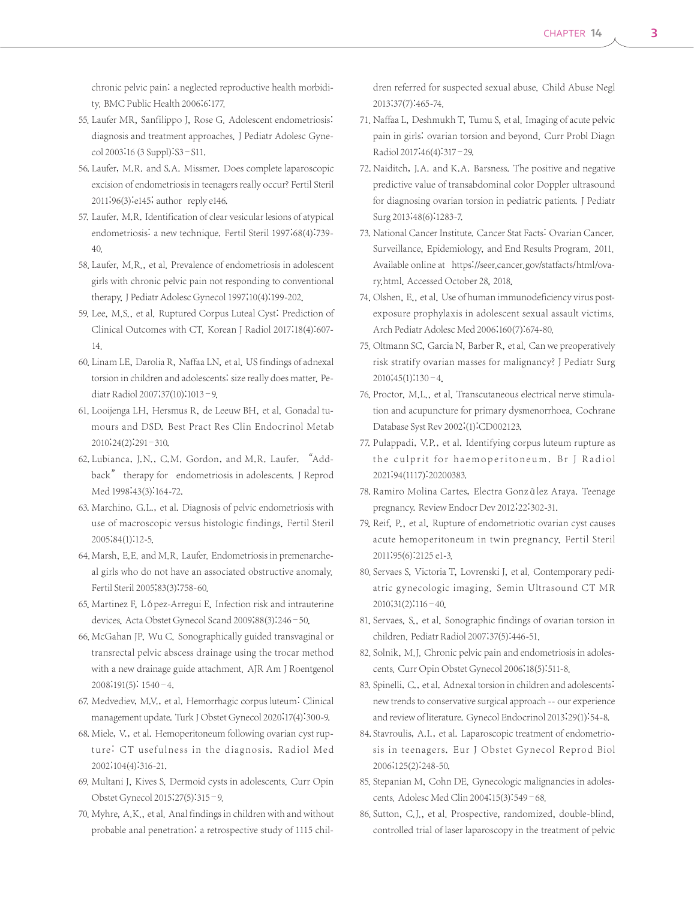chronic pelvic pain: a neglected reproductive health morbidity. BMC Public Health 2006;6:177.

55. Laufer MR, Sanfilippo J, Rose G. Adolescent endometriosis: diagnosis and treatment approaches. J Pediatr Adolesc Gynecol 2003;16 (3 Suppl):S3–S11.
56. Laufer, M.R. and S.A. Missmer. Does complete laparoscopic excision of endometriosis in teenagers really occur? Fertil Steril 2011;96(3):e145; author reply e146.
57. Laufer, M.R. Identification of clear vesicular lesions of atypical endometriosis: a new technique. Fertil Steril 1997;68(4):739-40.
58. Laufer, M.R., et al. Prevalence of endometriosis in adolescent girls with chronic pelvic pain not responding to conventional therapy. J Pediatr Adolesc Gynecol 1997;10(4):199-202.
59. Lee, M.S., et al. Ruptured Corpus Luteal Cyst: Prediction of Clinical Outcomes with CT. Korean J Radiol 2017;18(4):607-14.
60. Linam LE, Darolia R, Naffaa LN, et al. US findings of adnexal torsion in children and adolescents: size really does matter. Pediatr Radiol 2007;37(10):1013–9.
61. Looijenga LH, Hersmus R, de Leeuw BH, et al. Gonadal tumours and DSD. Best Pract Res Clin Endocrinol Metab 2010;24(2):291–310.
62. Lubianca, J.N., C.M. Gordon, and M.R. Laufer. "Add-back" therapy for endometriosis in adolescents. J Reprod Med 1998;43(3):164-72.
63. Marchino, G.L., et al. Diagnosis of pelvic endometriosis with use of macroscopic versus histologic findings. Fertil Steril 2005;84(1):12-5.
64. Marsh, E.E. and M.R. Laufer. Endometriosis in premenarcheal girls who do not have an associated obstructive anomaly. Fertil Steril 2005;83(3):758-60.
65. Martinez F, López-Arregui E. Infection risk and intrauterine devices. Acta Obstet Gynecol Scand 2009;88(3):246–50.
66. McGahan JP, Wu C. Sonographically guided transvaginal or transrectal pelvic abscess drainage using the trocar method with a new drainage guide attachment. AJR Am J Roentgenol 2008;191(5): 1540–4.
67. Medvediev, M.V., et al. Hemorrhagic corpus luteum: Clinical management update. Turk J Obstet Gynecol 2020;17(4):300-9.
68. Miele, V., et al. Hemoperitoneum following ovarian cyst rupture: CT usefulness in the diagnosis. Radiol Med 2002;104(4):316-21.
69. Multani J, Kives S. Dermoid cysts in adolescents. Curr Opin Obstet Gynecol 2015;27(5):315–9.
70. Myhre, A.K., et al. Anal findings in children with and without probable anal penetration: a retrospective study of 1115 children referred for suspected sexual abuse. Child Abuse Negl 2013;37(7):465-74.
71. Naffaa L, Deshmukh T, Tumu S, et al. Imaging of acute pelvic pain in girls: ovarian torsion and beyond. Curr Probl Diagn Radiol 2017;46(4):317–29.
72. Naiditch, J.A. and K.A. Barsness. The positive and negative predictive value of transabdominal color Doppler ultrasound for diagnosing ovarian torsion in pediatric patients. J Pediatr Surg 2013;48(6):1283-7.
73. National Cancer Institute. Cancer Stat Facts: Ovarian Cancer. Surveillance, Epidemiology, and End Results Program. 2011. Available online at https://seer.cancer.gov/statfacts/html/ovary.html. Accessed October 28, 2018.
74. Olshen, E., et al. Use of human immunodeficiency virus postexposure prophylaxis in adolescent sexual assault victims. Arch Pediatr Adolesc Med 2006;160(7):674-80.
75. Oltmann SC, Garcia N, Barber R, et al. Can we preoperatively risk stratify ovarian masses for malignancy? J Pediatr Surg 2010;45(1):130–4.
76. Proctor, M.L., et al. Transcutaneous electrical nerve stimulation and acupuncture for primary dysmenorrhoea. Cochrane Database Syst Rev 2002;(1):CD002123.
77. Pulappadi, V.P., et al. Identifying corpus luteum rupture as the culprit for haemoperitoneum. Br J Radiol 2021;94(1117):20200383.
78. Ramiro Molina Cartes, Electra González Araya. Teenage pregnancy. Review Endocr Dev 2012;22:302-31.
79. Reif, P., et al. Rupture of endometriotic ovarian cyst causes acute hemoperitoneum in twin pregnancy. Fertil Steril 2011;95(6):2125 e1-3.
80. Servaes S, Victoria T, Lovrenski J, et al. Contemporary pediatric gynecologic imaging. Semin Ultrasound CT MR 2010;31(2):116–40.
81. Servaes, S., et al. Sonographic findings of ovarian torsion in children. Pediatr Radiol 2007;37(5):446-51.
82. Solnik, M.J. Chronic pelvic pain and endometriosis in adolescents. Curr Opin Obstet Gynecol 2006;18(5):511-8.
83. Spinelli, C., et al. Adnexal torsion in children and adolescents: new trends to conservative surgical approach -- our experience and review of literature. Gynecol Endocrinol 2013;29(1):54-8.
84. Stavroulis, A.I., et al. Laparoscopic treatment of endometriosis in teenagers. Eur J Obstet Gynecol Reprod Biol 2006;125(2):248-50.
85. Stepanian M, Cohn DE. Gynecologic malignancies in adolescents. Adolesc Med Clin 2004;15(3):549–68.
86. Sutton, C.J., et al. Prospective, randomized, double-blind, controlled trial of laser laparoscopy in the treatment of pelvic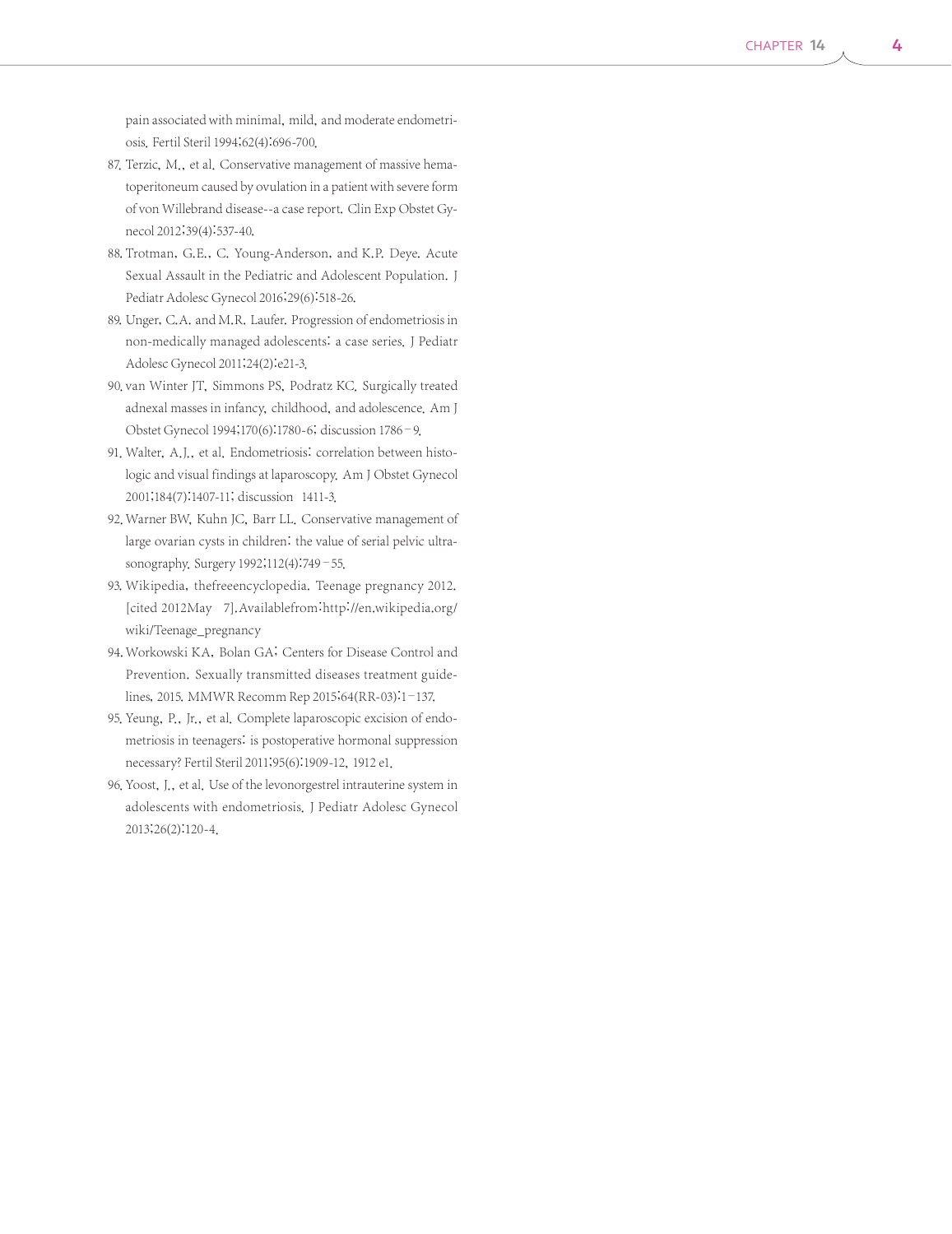pain associated with minimal, mild, and moderate endometriosis. Fertil Steril 1994;62(4):696-700.

87. Terzic, M., et al. Conservative management of massive hematoperitoneum caused by ovulation in a patient with severe form of von Willebrand disease--a case report. Clin Exp Obstet Gynecol 2012;39(4):537-40.
88. Trotman, G.E., C. Young-Anderson, and K.P. Deye. Acute Sexual Assault in the Pediatric and Adolescent Population. J Pediatr Adolesc Gynecol 2016;29(6):518-26.
89. Unger, C.A. and M.R. Laufer. Progression of endometriosis in non-medically managed adolescents: a case series. J Pediatr Adolesc Gynecol 2011;24(2):e21-3.
90. van Winter JT, Simmons PS, Podratz KC. Surgically treated adnexal masses in infancy, childhood, and adolescence. Am J Obstet Gynecol 1994;170(6):1780-6; discussion 1786–9.
91. Walter, A.J., et al. Endometriosis: correlation between histologic and visual findings at laparoscopy. Am J Obstet Gynecol 2001;184(7):1407-11; discussion 1411-3.
92. Warner BW, Kuhn JC, Barr LL. Conservative management of large ovarian cysts in children: the value of serial pelvic ultrasonography. Surgery 1992;112(4):749–55.
93. Wikipedia, thefreeencyclopedia. Teenage pregnancy 2012. [cited 2012May 7].Availablefrom:http://en.wikipedia.org/wiki/Teenage_pregnancy
94. Workowski KA, Bolan GA; Centers for Disease Control and Prevention. Sexually transmitted diseases treatment guidelines, 2015. MMWR Recomm Rep 2015;64(RR-03):1–137.
95. Yeung, P., Jr., et al. Complete laparoscopic excision of endometriosis in teenagers: is postoperative hormonal suppression necessary? Fertil Steril 2011;95(6):1909-12, 1912 e1.
96. Yoost, J., et al. Use of the levonorgestrel intrauterine system in adolescents with endometriosis. J Pediatr Adolesc Gynecol 2013;26(2):120-4.